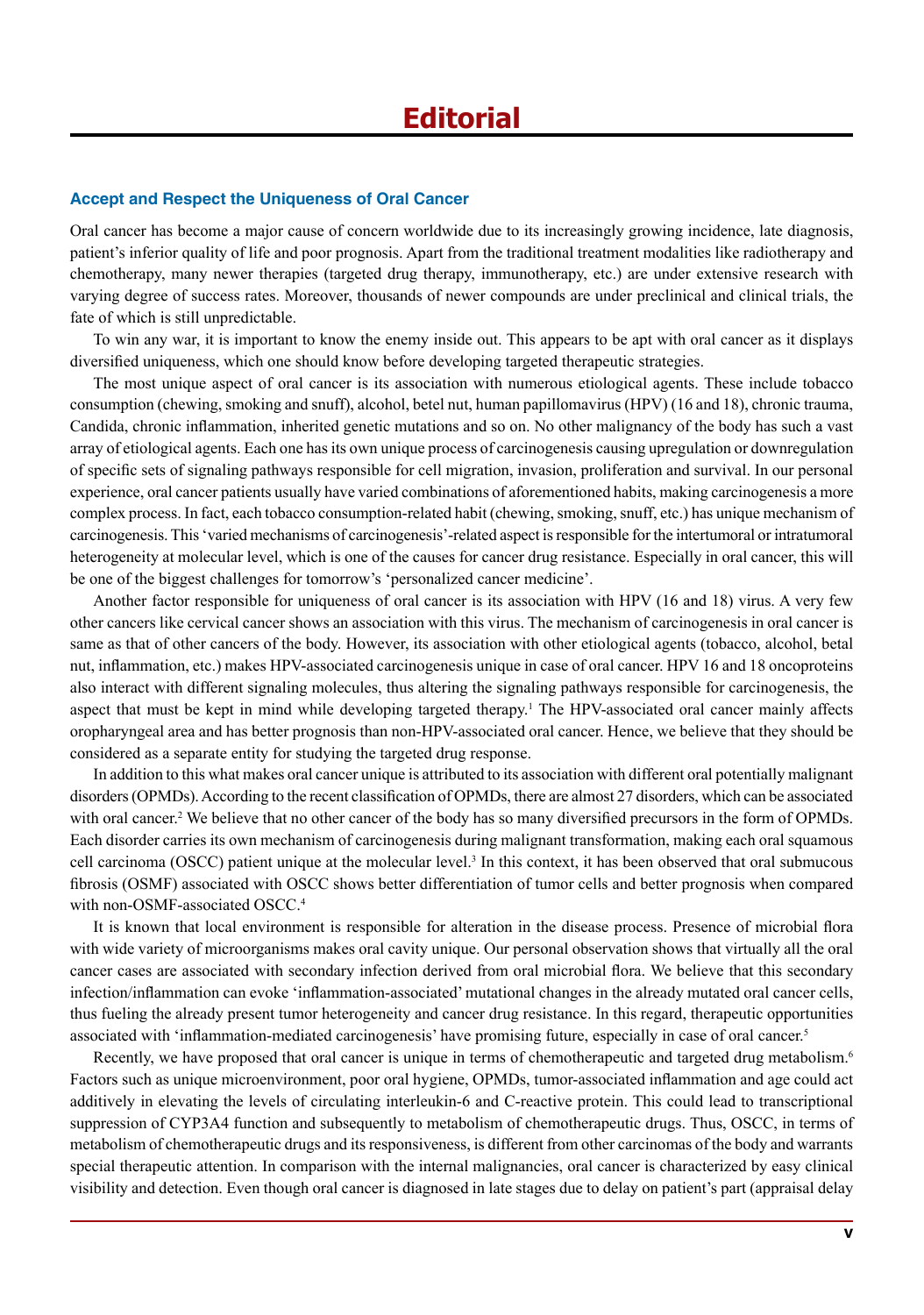# Editorial

## Accept and Respect the Uniqueness of Oral Cancer

Oral cancer has become a major cause of concern worldwide due to its increasingly growing incidence, late diagnosis, patient's inferior quality of life and poor prognosis. Apart from the traditional treatment modalities like radiotherapy and chemotherapy, many newer therapies (targeted drug therapy, immunotherapy, etc.) are under extensive research with varying degree of success rates. Moreover, thousands of newer compounds are under preclinical and clinical trials, the fate of which is still unpredictable.

To win any war, it is important to know the enemy inside out. This appears to be apt with oral cancer as it displays diversified uniqueness, which one should know before developing targeted therapeutic strategies.

The most unique aspect of oral cancer is its association with numerous etiological agents. These include tobacco consumption (chewing, smoking and snuff), alcohol, betel nut, human papillomavirus (HPV) (16 and 18), chronic trauma, Candida, chronic inflammation, inherited genetic mutations and so on. No other malignancy of the body has such a vast array of etiological agents. Each one has its own unique process of carcinogenesis causing upregulation or downregulation of specific sets of signaling pathways responsible for cell migration, invasion, proliferation and survival. In our personal experience, oral cancer patients usually have varied combinations of aforementioned habits, making carcinogenesis a more complex process. In fact, each tobacco consumption-related habit (chewing, smoking, snuff, etc.) has unique mechanism of carcinogenesis. This 'varied mechanisms of carcinogenesis'-related aspect is responsible for the intertumoral or intratumoral heterogeneity at molecular level, which is one of the causes for cancer drug resistance. Especially in oral cancer, this will be one of the biggest challenges for tomorrow's 'personalized cancer medicine'.

Another factor responsible for uniqueness of oral cancer is its association with HPV (16 and 18) virus. A very few other cancers like cervical cancer shows an association with this virus. The mechanism of carcinogenesis in oral cancer is same as that of other cancers of the body. However, its association with other etiological agents (tobacco, alcohol, betal nut, inflammation, etc.) makes HPV-associated carcinogenesis unique in case of oral cancer. HPV 16 and 18 oncoproteins also interact with different signaling molecules, thus altering the signaling pathways responsible for carcinogenesis, the aspect that must be kept in mind while developing targeted therapy.[1] The HPV-associated oral cancer mainly affects oropharyngeal area and has better prognosis than non-HPV-associated oral cancer. Hence, we believe that they should be considered as a separate entity for studying the targeted drug response.

In addition to this what makes oral cancer unique is attributed to its association with different oral potentially malignant disorders (OPMDs). According to the recent classification of OPMDs, there are almost 27 disorders, which can be associated with oral cancer.[2] We believe that no other cancer of the body has so many diversified precursors in the form of OPMDs. Each disorder carries its own mechanism of carcinogenesis during malignant transformation, making each oral squamous cell carcinoma (OSCC) patient unique at the molecular level.[3] In this context, it has been observed that oral submucous fibrosis (OSMF) associated with OSCC shows better differentiation of tumor cells and better prognosis when compared with non-OSMF-associated OSCC.[4]

It is known that local environment is responsible for alteration in the disease process. Presence of microbial flora with wide variety of microorganisms makes oral cavity unique. Our personal observation shows that virtually all the oral cancer cases are associated with secondary infection derived from oral microbial flora. We believe that this secondary infection/inflammation can evoke 'inflammation-associated' mutational changes in the already mutated oral cancer cells, thus fueling the already present tumor heterogeneity and cancer drug resistance. In this regard, therapeutic opportunities associated with 'inflammation-mediated carcinogenesis' have promising future, especially in case of oral cancer.[5]

Recently, we have proposed that oral cancer is unique in terms of chemotherapeutic and targeted drug metabolism.[6] Factors such as unique microenvironment, poor oral hygiene, OPMDs, tumor-associated inflammation and age could act additively in elevating the levels of circulating interleukin-6 and C-reactive protein. This could lead to transcriptional suppression of CYP3A4 function and subsequently to metabolism of chemotherapeutic drugs. Thus, OSCC, in terms of metabolism of chemotherapeutic drugs and its responsiveness, is different from other carcinomas of the body and warrants special therapeutic attention. In comparison with the internal malignancies, oral cancer is characterized by easy clinical visibility and detection. Even though oral cancer is diagnosed in late stages due to delay on patient's part (appraisal delay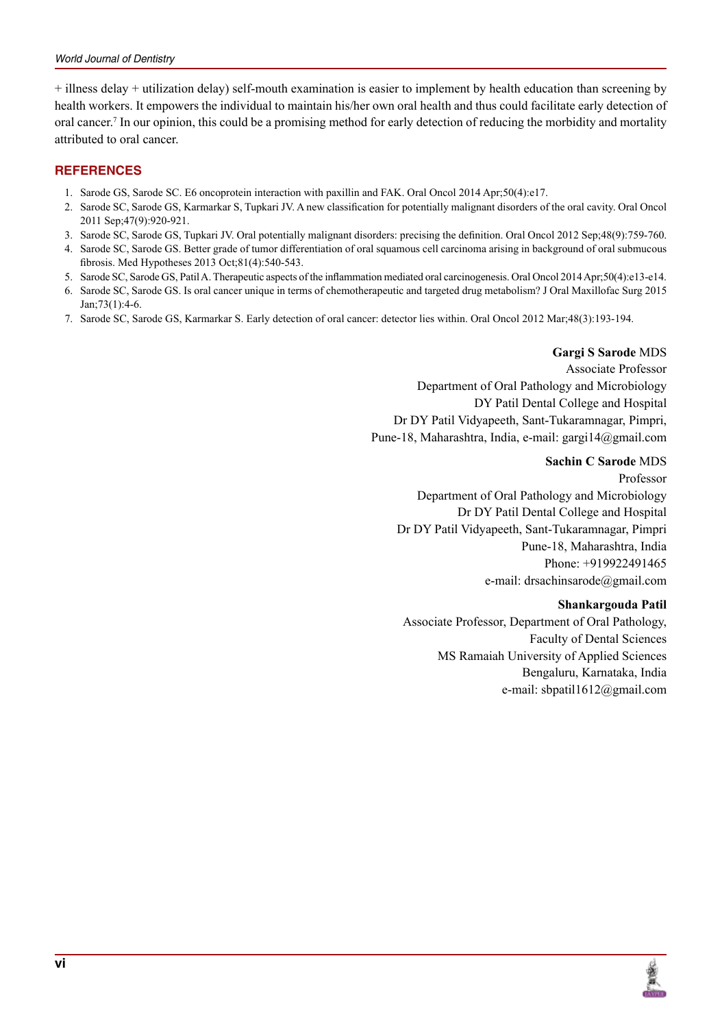+ illness delay + utilization delay) self-mouth examination is easier to implement by health education than screening by health workers. It empowers the individual to maintain his/her own oral health and thus could facilitate early detection of oral cancer.[7] In our opinion, this could be a promising method for early detection of reducing the morbidity and mortality attributed to oral cancer.

## REFERENCES

1. Sarode GS, Sarode SC. E6 oncoprotein interaction with paxillin and FAK. Oral Oncol 2014 Apr;50(4):e17.
2. Sarode SC, Sarode GS, Karmarkar S, Tupkari JV. A new classification for potentially malignant disorders of the oral cavity. Oral Oncol 2011 Sep;47(9):920-921.
3. Sarode SC, Sarode GS, Tupkari JV. Oral potentially malignant disorders: precising the definition. Oral Oncol 2012 Sep;48(9):759-760.
4. Sarode SC, Sarode GS. Better grade of tumor differentiation of oral squamous cell carcinoma arising in background of oral submucous fibrosis. Med Hypotheses 2013 Oct;81(4):540-543.
5. Sarode SC, Sarode GS, Patil A. Therapeutic aspects of the inflammation mediated oral carcinogenesis. Oral Oncol 2014 Apr;50(4):e13-e14.
6. Sarode SC, Sarode GS. Is oral cancer unique in terms of chemotherapeutic and targeted drug metabolism? J Oral Maxillofac Surg 2015 Jan;73(1):4-6.
7. Sarode SC, Sarode GS, Karmarkar S. Early detection of oral cancer: detector lies within. Oral Oncol 2012 Mar;48(3):193-194.

**Gargi S Sarode** MDS
Associate Professor
Department of Oral Pathology and Microbiology
DY Patil Dental College and Hospital
Dr DY Patil Vidyapeeth, Sant-Tukaramnagar, Pimpri,
Pune-18, Maharashtra, India, e-mail: gargi14@gmail.com

**Sachin C Sarode** MDS
Professor
Department of Oral Pathology and Microbiology
Dr DY Patil Dental College and Hospital
Dr DY Patil Vidyapeeth, Sant-Tukaramnagar, Pimpri
Pune-18, Maharashtra, India
Phone: +919922491465
e-mail: drsachinsarode@gmail.com

**Shankargouda Patil**
Associate Professor, Department of Oral Pathology,
Faculty of Dental Sciences
MS Ramaiah University of Applied Sciences
Bengaluru, Karnataka, India
e-mail: sbpatil1612@gmail.com